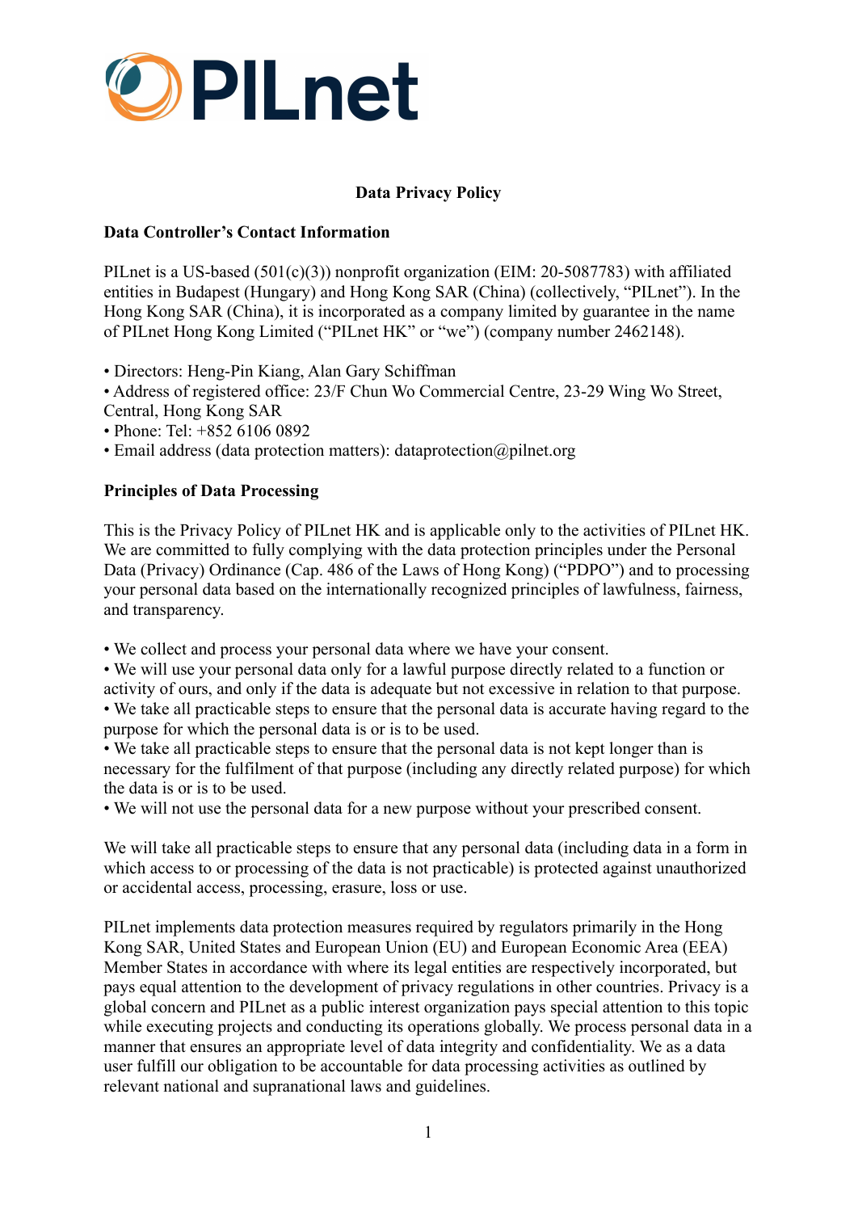PILnet

# Data Privacy Policy

## Data Controller's Contact Information

PILnet is a US-based (501(c)(3)) nonprofit organization (EIM: 20-5087783) with affiliated entities in Budapest (Hungary) and Hong Kong SAR (China) (collectively, "PILnet"). In the Hong Kong SAR (China), it is incorporated as a company limited by guarantee in the name of PILnet Hong Kong Limited ("PILnet HK" or "we") (company number 2462148).

- Directors: Heng-Pin Kiang, Alan Gary Schiffman
- Address of registered office: 23/F Chun Wo Commercial Centre, 23-29 Wing Wo Street, Central, Hong Kong SAR
- Phone: Tel: +852 6106 0892
- Email address (data protection matters): dataprotection@pilnet.org

## Principles of Data Processing

This is the Privacy Policy of PILnet HK and is applicable only to the activities of PILnet HK. We are committed to fully complying with the data protection principles under the Personal Data (Privacy) Ordinance (Cap. 486 of the Laws of Hong Kong) ("PDPO") and to processing your personal data based on the internationally recognized principles of lawfulness, fairness, and transparency.

- We collect and process your personal data where we have your consent.
- We will use your personal data only for a lawful purpose directly related to a function or activity of ours, and only if the data is adequate but not excessive in relation to that purpose.
- We take all practicable steps to ensure that the personal data is accurate having regard to the purpose for which the personal data is or is to be used.
- We take all practicable steps to ensure that the personal data is not kept longer than is necessary for the fulfilment of that purpose (including any directly related purpose) for which the data is or is to be used.
- We will not use the personal data for a new purpose without your prescribed consent.

We will take all practicable steps to ensure that any personal data (including data in a form in which access to or processing of the data is not practicable) is protected against unauthorized or accidental access, processing, erasure, loss or use.

PILnet implements data protection measures required by regulators primarily in the Hong Kong SAR, United States and European Union (EU) and European Economic Area (EEA) Member States in accordance with where its legal entities are respectively incorporated, but pays equal attention to the development of privacy regulations in other countries. Privacy is a global concern and PILnet as a public interest organization pays special attention to this topic while executing projects and conducting its operations globally. We process personal data in a manner that ensures an appropriate level of data integrity and confidentiality. We as a data user fulfill our obligation to be accountable for data processing activities as outlined by relevant national and supranational laws and guidelines.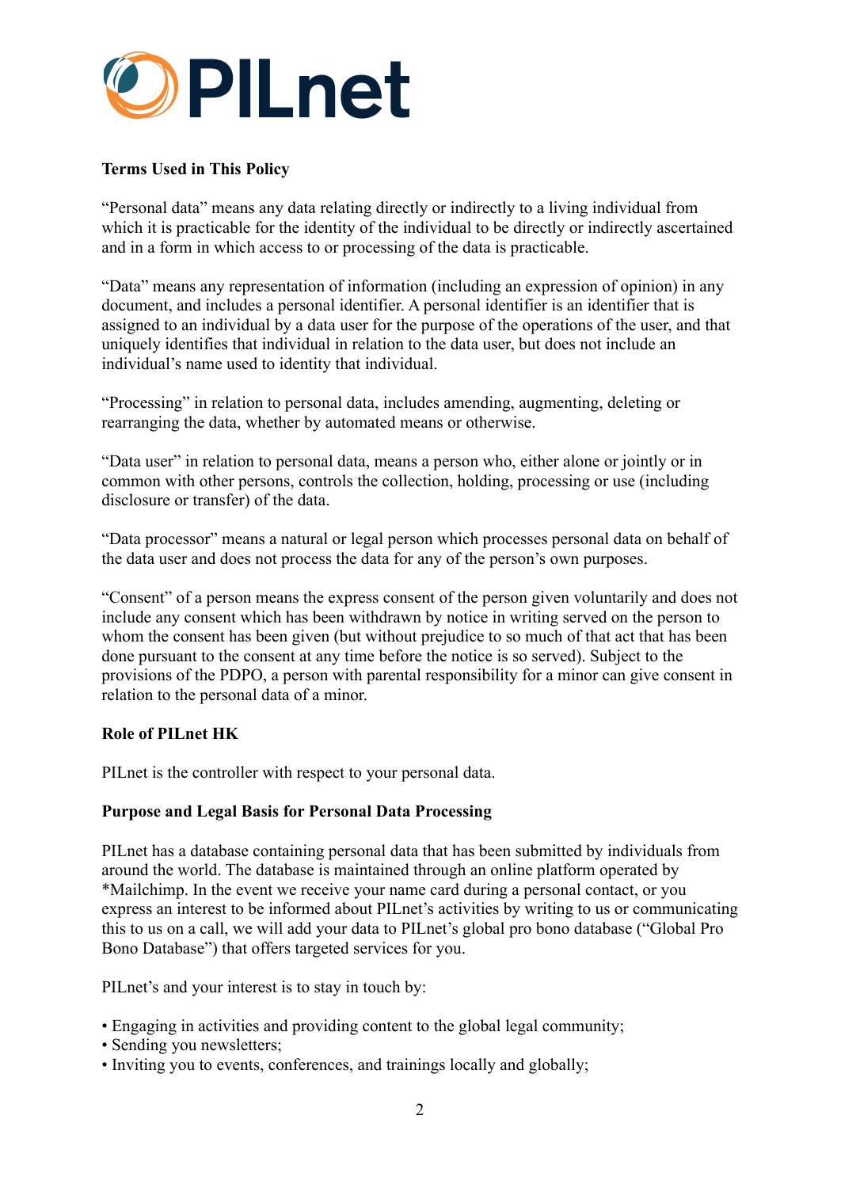**Terms Used in This Policy**

"Personal data" means any data relating directly or indirectly to a living individual from which it is practicable for the identity of the individual to be directly or indirectly ascertained and in a form in which access to or processing of the data is practicable.

"Data" means any representation of information (including an expression of opinion) in any document, and includes a personal identifier. A personal identifier is an identifier that is assigned to an individual by a data user for the purpose of the operations of the user, and that uniquely identifies that individual in relation to the data user, but does not include an individual's name used to identity that individual.

"Processing" in relation to personal data, includes amending, augmenting, deleting or rearranging the data, whether by automated means or otherwise.

"Data user" in relation to personal data, means a person who, either alone or jointly or in common with other persons, controls the collection, holding, processing or use (including disclosure or transfer) of the data.

"Data processor" means a natural or legal person which processes personal data on behalf of the data user and does not process the data for any of the person's own purposes.

"Consent" of a person means the express consent of the person given voluntarily and does not include any consent which has been withdrawn by notice in writing served on the person to whom the consent has been given (but without prejudice to so much of that act that has been done pursuant to the consent at any time before the notice is so served). Subject to the provisions of the PDPO, a person with parental responsibility for a minor can give consent in relation to the personal data of a minor.

**Role of PILnet HK**

PILnet is the controller with respect to your personal data.

**Purpose and Legal Basis for Personal Data Processing**

PILnet has a database containing personal data that has been submitted by individuals from around the world. The database is maintained through an online platform operated by *Mailchimp. In the event we receive your name card during a personal contact, or you express an interest to be informed about PILnet's activities by writing to us or communicating this to us on a call, we will add your data to PILnet's global pro bono database ("Global Pro Bono Database") that offers targeted services for you.

PILnet's and your interest is to stay in touch by:

- Engaging in activities and providing content to the global legal community;
- Sending you newsletters;
- Inviting you to events, conferences, and trainings locally and globally;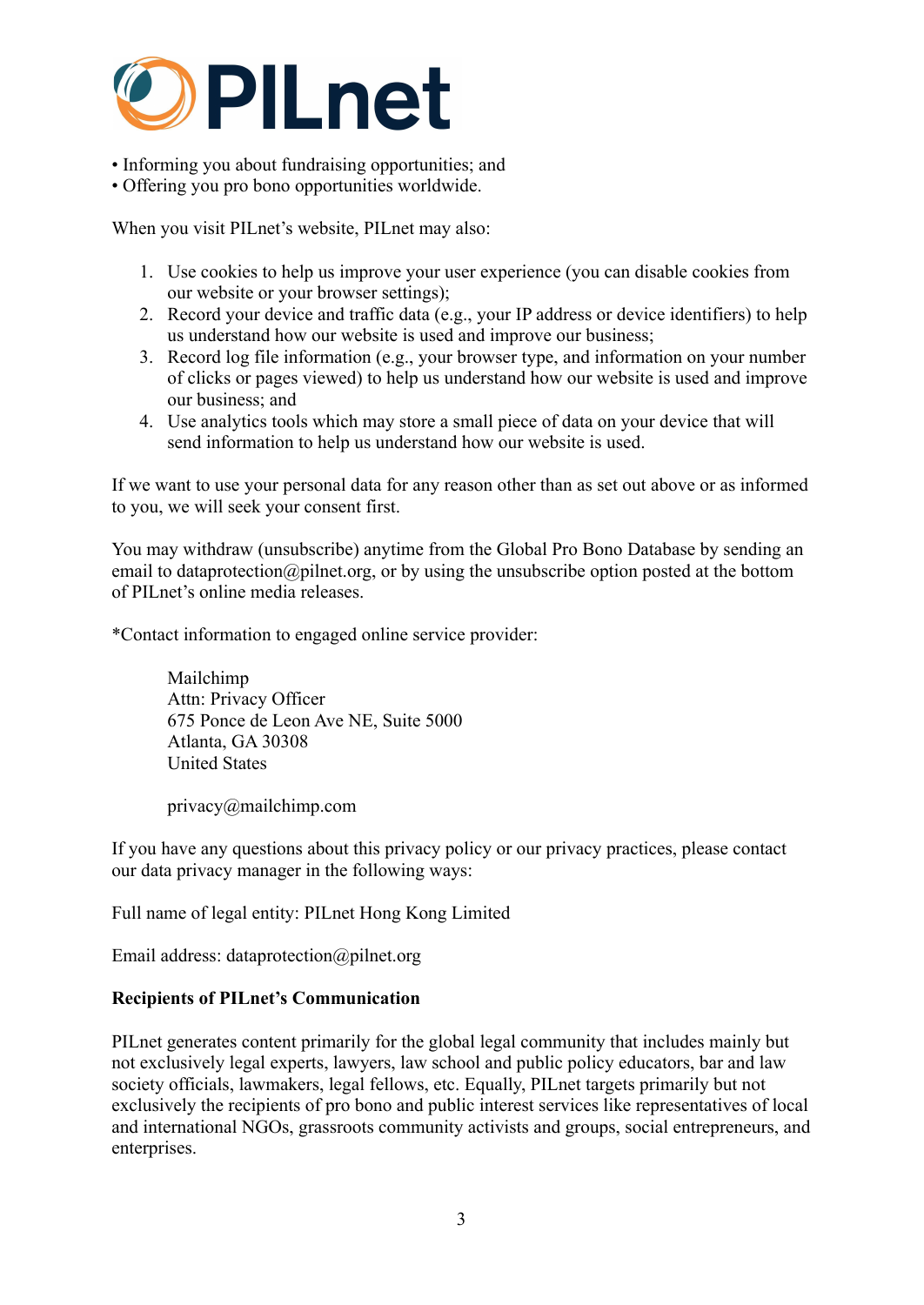- Informing you about fundraising opportunities; and
- Offering you pro bono opportunities worldwide.

When you visit PILnet's website, PILnet may also:

1. Use cookies to help us improve your user experience (you can disable cookies from our website or your browser settings);
2. Record your device and traffic data (e.g., your IP address or device identifiers) to help us understand how our website is used and improve our business;
3. Record log file information (e.g., your browser type, and information on your number of clicks or pages viewed) to help us understand how our website is used and improve our business; and
4. Use analytics tools which may store a small piece of data on your device that will send information to help us understand how our website is used.

If we want to use your personal data for any reason other than as set out above or as informed to you, we will seek your consent first.

You may withdraw (unsubscribe) anytime from the Global Pro Bono Database by sending an email to dataprotection@pilnet.org, or by using the unsubscribe option posted at the bottom of PILnet's online media releases.

*Contact information to engaged online service provider:

> Mailchimp
> Attn: Privacy Officer
> 675 Ponce de Leon Ave NE, Suite 5000
> Atlanta, GA 30308
> United States
>
> privacy@mailchimp.com

If you have any questions about this privacy policy or our privacy practices, please contact our data privacy manager in the following ways:

Full name of legal entity: PILnet Hong Kong Limited

Email address: dataprotection@pilnet.org

**Recipients of PILnet's Communication**

PILnet generates content primarily for the global legal community that includes mainly but not exclusively legal experts, lawyers, law school and public policy educators, bar and law society officials, lawmakers, legal fellows, etc. Equally, PILnet targets primarily but not exclusively the recipients of pro bono and public interest services like representatives of local and international NGOs, grassroots community activists and groups, social entrepreneurs, and enterprises.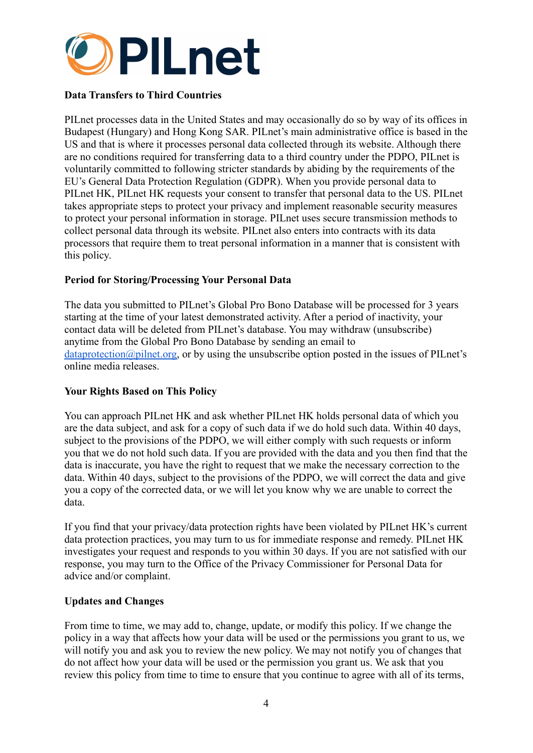**Data Transfers to Third Countries**

PILnet processes data in the United States and may occasionally do so by way of its offices in Budapest (Hungary) and Hong Kong SAR. PILnet's main administrative office is based in the US and that is where it processes personal data collected through its website. Although there are no conditions required for transferring data to a third country under the PDPO, PILnet is voluntarily committed to following stricter standards by abiding by the requirements of the EU's General Data Protection Regulation (GDPR). When you provide personal data to PILnet HK, PILnet HK requests your consent to transfer that personal data to the US. PILnet takes appropriate steps to protect your privacy and implement reasonable security measures to protect your personal information in storage. PILnet uses secure transmission methods to collect personal data through its website. PILnet also enters into contracts with its data processors that require them to treat personal information in a manner that is consistent with this policy.

**Period for Storing/Processing Your Personal Data**

The data you submitted to PILnet's Global Pro Bono Database will be processed for 3 years starting at the time of your latest demonstrated activity. After a period of inactivity, your contact data will be deleted from PILnet's database. You may withdraw (unsubscribe) anytime from the Global Pro Bono Database by sending an email to dataprotection@pilnet.org, or by using the unsubscribe option posted in the issues of PILnet's online media releases.

**Your Rights Based on This Policy**

You can approach PILnet HK and ask whether PILnet HK holds personal data of which you are the data subject, and ask for a copy of such data if we do hold such data. Within 40 days, subject to the provisions of the PDPO, we will either comply with such requests or inform you that we do not hold such data. If you are provided with the data and you then find that the data is inaccurate, you have the right to request that we make the necessary correction to the data. Within 40 days, subject to the provisions of the PDPO, we will correct the data and give you a copy of the corrected data, or we will let you know why we are unable to correct the data.

If you find that your privacy/data protection rights have been violated by PILnet HK's current data protection practices, you may turn to us for immediate response and remedy. PILnet HK investigates your request and responds to you within 30 days. If you are not satisfied with our response, you may turn to the Office of the Privacy Commissioner for Personal Data for advice and/or complaint.

**Updates and Changes**

From time to time, we may add to, change, update, or modify this policy. If we change the policy in a way that affects how your data will be used or the permissions you grant to us, we will notify you and ask you to review the new policy. We may not notify you of changes that do not affect how your data will be used or the permission you grant us. We ask that you review this policy from time to time to ensure that you continue to agree with all of its terms,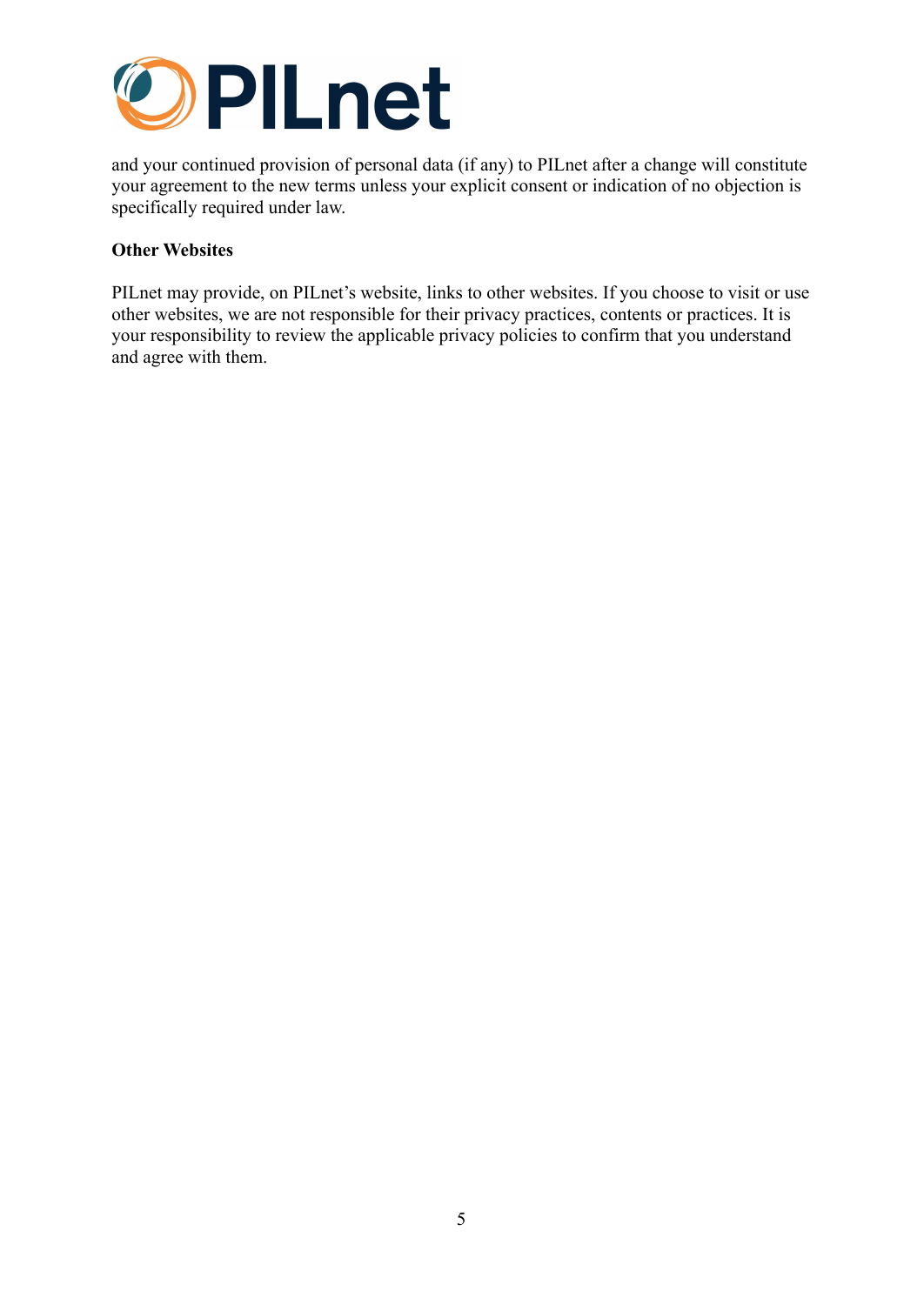and your continued provision of personal data (if any) to PILnet after a change will constitute your agreement to the new terms unless your explicit consent or indication of no objection is specifically required under law.

**Other Websites**

PILnet may provide, on PILnet's website, links to other websites. If you choose to visit or use other websites, we are not responsible for their privacy practices, contents or practices. It is your responsibility to review the applicable privacy policies to confirm that you understand and agree with them.